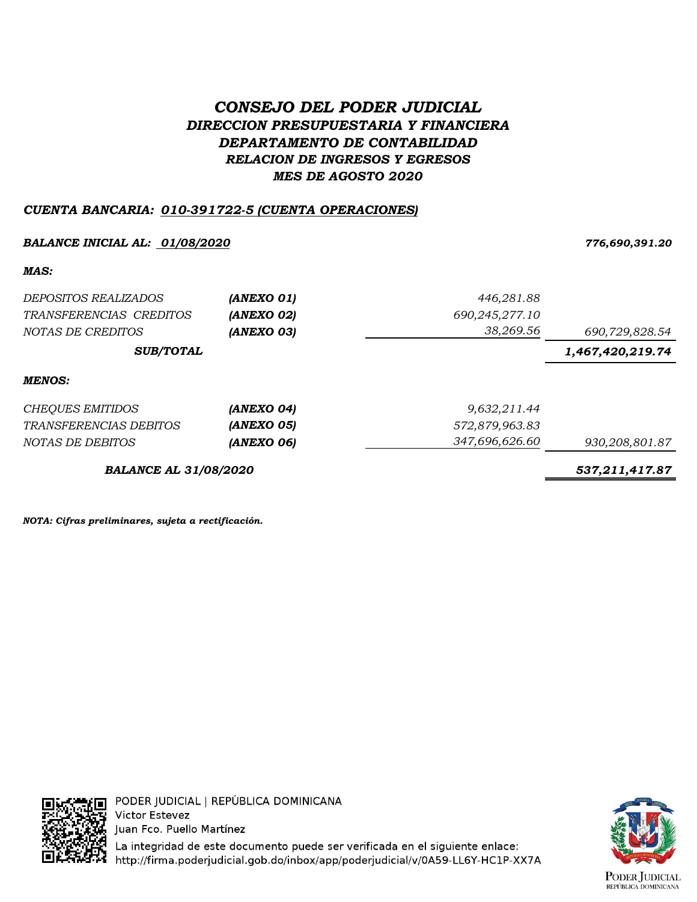# *CONSEJO DEL PODER JUDICIAL*

## *DIRECCION PRESUPUESTARIA Y FINANCIERA*

### *DEPARTAMENTO DE CONTABILIDAD*

### *RELACION DE INGRESOS Y EGRESOS*

### *MES DE AGOSTO 2020*

***CUENTA BANCARIA: 010-391722-5 (CUENTA OPERACIONES)***

| | | | |
|---|---|---|---|
| ***BALANCE INICIAL AL: 01/08/2020*** | | | ***776,690,391.20*** |
| ***MAS:*** | | | |
| *DEPOSITOS REALIZADOS* | ***(ANEXO 01)*** | *446,281.88* | |
| *TRANSFERENCIAS CREDITOS* | ***(ANEXO 02)*** | *690,245,277.10* | |
| *NOTAS DE CREDITOS* | ***(ANEXO 03)*** | *38,269.56* | *690,729,828.54* |
| ***SUB/TOTAL*** | | | ***1,467,420,219.74*** |
| ***MENOS:*** | | | |
| *CHEQUES EMITIDOS* | ***(ANEXO 04)*** | *9,632,211.44* | |
| *TRANSFERENCIAS DEBITOS* | ***(ANEXO 05)*** | *572,879,963.83* | |
| *NOTAS DE DEBITOS* | ***(ANEXO 06)*** | *347,696,626.60* | *930,208,801.87* |
| ***BALANCE AL 31/08/2020*** | | | ***537,211,417.87*** |

***NOTA: Cifras preliminares, sujeta a rectificación.***

PODER JUDICIAL | REPÚBLICA DOMINICANA
Victor Estevez
Juan Fco. Puello Martínez
La integridad de este documento puede ser verificada en el siguiente enlace:
http://firma.poderjudicial.gob.do/inbox/app/poderjudicial/v/0A59-LL6Y-HC1P-XX7A

PODER JUDICIAL
REPÚBLICA DOMINICANA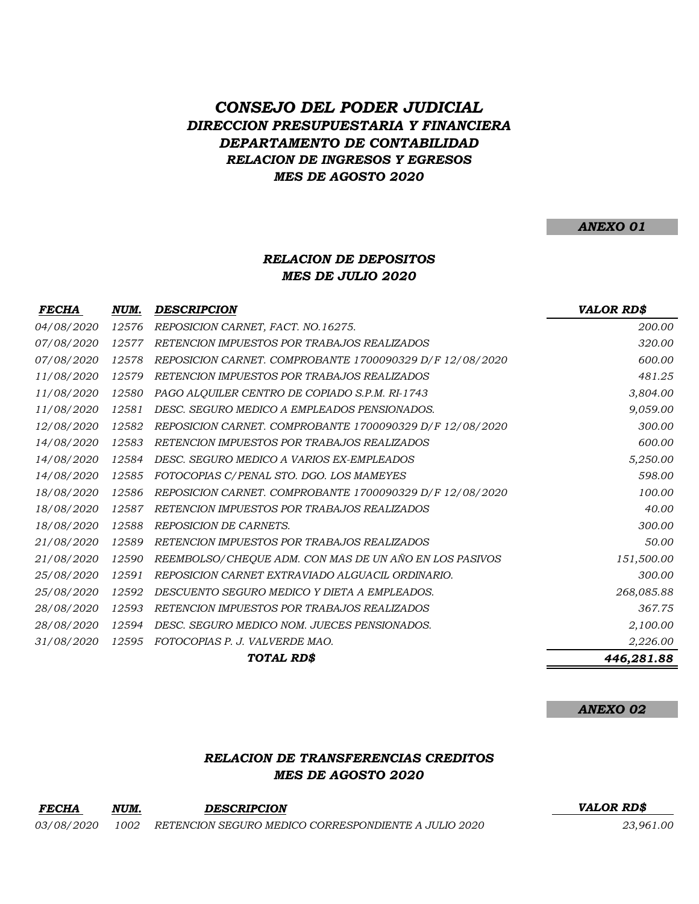# *CONSEJO DEL PODER JUDICIAL*
## *DIRECCION PRESUPUESTARIA Y FINANCIERA*
## *DEPARTAMENTO DE CONTABILIDAD*
### *RELACION DE INGRESOS Y EGRESOS*
### *MES DE AGOSTO 2020*

***ANEXO 01***

### *RELACION DE DEPOSITOS*
### *MES DE JULIO 2020*

| *FECHA* | *NUM.* | *DESCRIPCION* | *VALOR RD$* |
|---|---|---|---|
| *04/08/2020* | *12576* | *REPOSICION CARNET, FACT. NO.16275.* | *200.00* |
| *07/08/2020* | *12577* | *RETENCION IMPUESTOS POR TRABAJOS REALIZADOS* | *320.00* |
| *07/08/2020* | *12578* | *REPOSICION CARNET. COMPROBANTE 1700090329 D/F 12/08/2020* | *600.00* |
| *11/08/2020* | *12579* | *RETENCION IMPUESTOS POR TRABAJOS REALIZADOS* | *481.25* |
| *11/08/2020* | *12580* | *PAGO ALQUILER CENTRO DE COPIADO S.P.M. RI-1743* | *3,804.00* |
| *11/08/2020* | *12581* | *DESC. SEGURO MEDICO A EMPLEADOS PENSIONADOS.* | *9,059.00* |
| *12/08/2020* | *12582* | *REPOSICION CARNET. COMPROBANTE 1700090329 D/F 12/08/2020* | *300.00* |
| *14/08/2020* | *12583* | *RETENCION IMPUESTOS POR TRABAJOS REALIZADOS* | *600.00* |
| *14/08/2020* | *12584* | *DESC. SEGURO MEDICO A VARIOS EX-EMPLEADOS* | *5,250.00* |
| *14/08/2020* | *12585* | *FOTOCOPIAS C/PENAL STO. DGO. LOS MAMEYES* | *598.00* |
| *18/08/2020* | *12586* | *REPOSICION CARNET. COMPROBANTE 1700090329 D/F 12/08/2020* | *100.00* |
| *18/08/2020* | *12587* | *RETENCION IMPUESTOS POR TRABAJOS REALIZADOS* | *40.00* |
| *18/08/2020* | *12588* | *REPOSICION DE CARNETS.* | *300.00* |
| *21/08/2020* | *12589* | *RETENCION IMPUESTOS POR TRABAJOS REALIZADOS* | *50.00* |
| *21/08/2020* | *12590* | *REEMBOLSO/CHEQUE ADM. CON MAS DE UN AÑO EN LOS PASIVOS* | *151,500.00* |
| *25/08/2020* | *12591* | *REPOSICION CARNET EXTRAVIADO ALGUACIL ORDINARIO.* | *300.00* |
| *25/08/2020* | *12592* | *DESCUENTO SEGURO MEDICO Y DIETA A EMPLEADOS.* | *268,085.88* |
| *28/08/2020* | *12593* | *RETENCION IMPUESTOS POR TRABAJOS REALIZADOS* | *367.75* |
| *28/08/2020* | *12594* | *DESC. SEGURO MEDICO NOM. JUECES PENSIONADOS.* | *2,100.00* |
| *31/08/2020* | *12595* | *FOTOCOPIAS P. J. VALVERDE MAO.* | *2,226.00* |
| | | ***TOTAL RD$*** | ***446,281.88*** |

***ANEXO 02***

### *RELACION DE TRANSFERENCIAS CREDITOS*
### *MES DE AGOSTO 2020*

| *FECHA* | *NUM.* | *DESCRIPCION* | *VALOR RD$* |
|---|---|---|---|
| *03/08/2020* | *1002* | *RETENCION SEGURO MEDICO CORRESPONDIENTE A JULIO 2020* | *23,961.00* |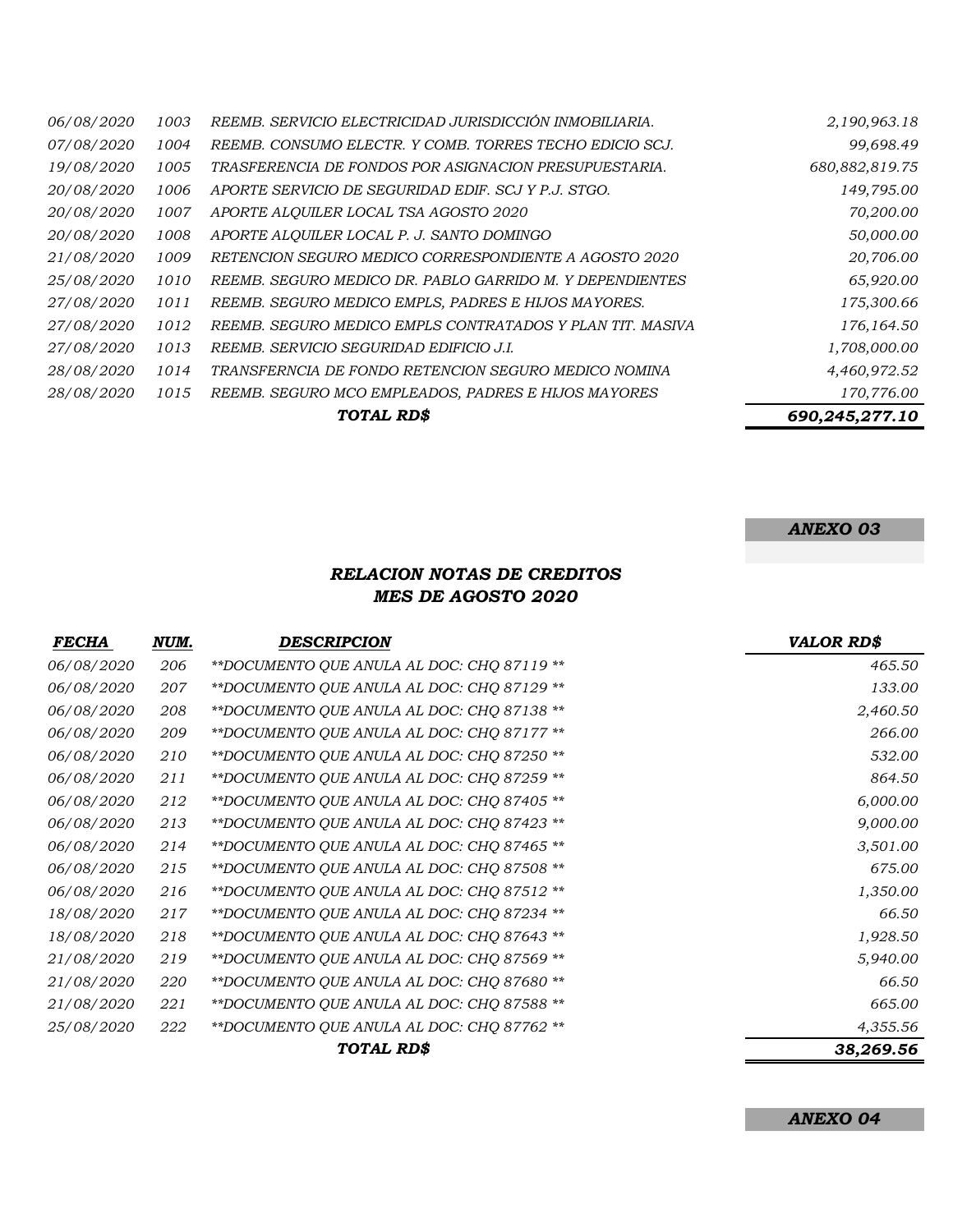| | | | |
|---|---|---|---|
| *06/08/2020* | *1003* | *REEMB. SERVICIO ELECTRICIDAD JURISDICCIÓN INMOBILIARIA.* | *2,190,963.18* |
| *07/08/2020* | *1004* | *REEMB. CONSUMO ELECTR. Y COMB. TORRES TECHO EDICIO SCJ.* | *99,698.49* |
| *19/08/2020* | *1005* | *TRASFERENCIA DE FONDOS POR ASIGNACION PRESUPUESTARIA.* | *680,882,819.75* |
| *20/08/2020* | *1006* | *APORTE SERVICIO DE SEGURIDAD EDIF. SCJ Y P.J. STGO.* | *149,795.00* |
| *20/08/2020* | *1007* | *APORTE ALQUILER LOCAL TSA AGOSTO 2020* | *70,200.00* |
| *20/08/2020* | *1008* | *APORTE ALQUILER LOCAL P. J. SANTO DOMINGO* | *50,000.00* |
| *21/08/2020* | *1009* | *RETENCION SEGURO MEDICO CORRESPONDIENTE A AGOSTO 2020* | *20,706.00* |
| *25/08/2020* | *1010* | *REEMB. SEGURO MEDICO DR. PABLO GARRIDO M. Y DEPENDIENTES* | *65,920.00* |
| *27/08/2020* | *1011* | *REEMB. SEGURO MEDICO EMPLS, PADRES E HIJOS MAYORES.* | *175,300.66* |
| *27/08/2020* | *1012* | *REEMB. SEGURO MEDICO EMPLS CONTRATADOS Y PLAN TIT. MASIVA* | *176,164.50* |
| *27/08/2020* | *1013* | *REEMB. SERVICIO SEGURIDAD EDIFICIO J.I.* | *1,708,000.00* |
| *28/08/2020* | *1014* | *TRANSFERNCIA DE FONDO RETENCION SEGURO MEDICO NOMINA* | *4,460,972.52* |
| *28/08/2020* | *1015* | *REEMB. SEGURO MCO EMPLEADOS, PADRES E HIJOS MAYORES* | *170,776.00* |
| | | ***TOTAL RD$*** | ***690,245,277.10*** |

***ANEXO 03***

## *RELACION NOTAS DE CREDITOS*
## *MES DE AGOSTO 2020*

| ***FECHA*** | ***NUM.*** | ***DESCRIPCION*** | ***VALOR RD$*** |
|---|---|---|---|
| *06/08/2020* | *206* | *\*\*DOCUMENTO QUE ANULA AL DOC: CHQ 87119 \*\** | *465.50* |
| *06/08/2020* | *207* | *\*\*DOCUMENTO QUE ANULA AL DOC: CHQ 87129 \*\** | *133.00* |
| *06/08/2020* | *208* | *\*\*DOCUMENTO QUE ANULA AL DOC: CHQ 87138 \*\** | *2,460.50* |
| *06/08/2020* | *209* | *\*\*DOCUMENTO QUE ANULA AL DOC: CHQ 87177 \*\** | *266.00* |
| *06/08/2020* | *210* | *\*\*DOCUMENTO QUE ANULA AL DOC: CHQ 87250 \*\** | *532.00* |
| *06/08/2020* | *211* | *\*\*DOCUMENTO QUE ANULA AL DOC: CHQ 87259 \*\** | *864.50* |
| *06/08/2020* | *212* | *\*\*DOCUMENTO QUE ANULA AL DOC: CHQ 87405 \*\** | *6,000.00* |
| *06/08/2020* | *213* | *\*\*DOCUMENTO QUE ANULA AL DOC: CHQ 87423 \*\** | *9,000.00* |
| *06/08/2020* | *214* | *\*\*DOCUMENTO QUE ANULA AL DOC: CHQ 87465 \*\** | *3,501.00* |
| *06/08/2020* | *215* | *\*\*DOCUMENTO QUE ANULA AL DOC: CHQ 87508 \*\** | *675.00* |
| *06/08/2020* | *216* | *\*\*DOCUMENTO QUE ANULA AL DOC: CHQ 87512 \*\** | *1,350.00* |
| *18/08/2020* | *217* | *\*\*DOCUMENTO QUE ANULA AL DOC: CHQ 87234 \*\** | *66.50* |
| *18/08/2020* | *218* | *\*\*DOCUMENTO QUE ANULA AL DOC: CHQ 87643 \*\** | *1,928.50* |
| *21/08/2020* | *219* | *\*\*DOCUMENTO QUE ANULA AL DOC: CHQ 87569 \*\** | *5,940.00* |
| *21/08/2020* | *220* | *\*\*DOCUMENTO QUE ANULA AL DOC: CHQ 87680 \*\** | *66.50* |
| *21/08/2020* | *221* | *\*\*DOCUMENTO QUE ANULA AL DOC: CHQ 87588 \*\** | *665.00* |
| *25/08/2020* | *222* | *\*\*DOCUMENTO QUE ANULA AL DOC: CHQ 87762 \*\** | *4,355.56* |
| | | ***TOTAL RD$*** | ***38,269.56*** |

***ANEXO 04***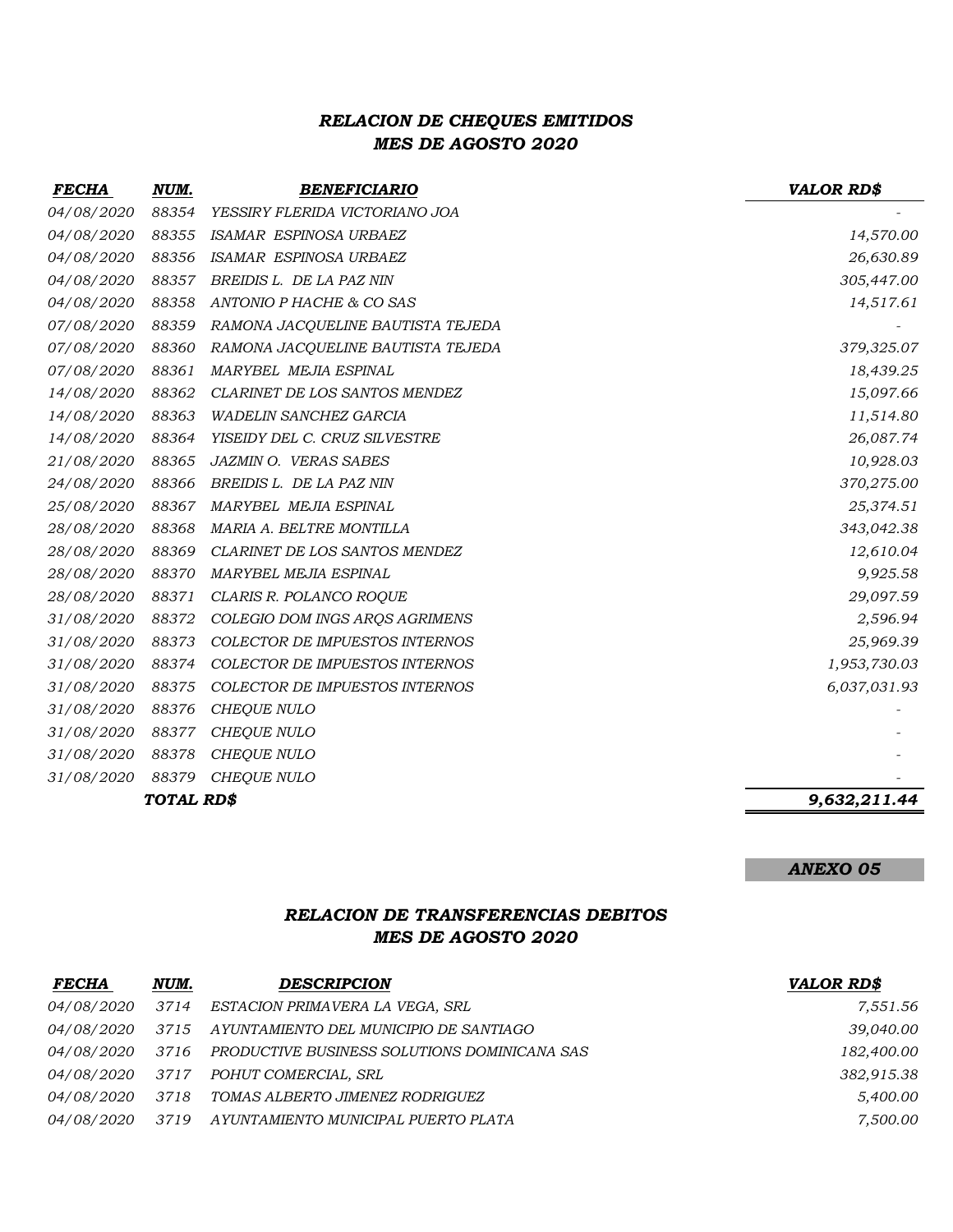### *RELACION DE CHEQUES EMITIDOS*
### *MES DE AGOSTO 2020*

| FECHA | NUM. | BENEFICIARIO | VALOR RD$ |
|---|---|---|---|
| 04/08/2020 | 88354 | YESSIRY FLERIDA VICTORIANO JOA | - |
| 04/08/2020 | 88355 | ISAMAR ESPINOSA URBAEZ | 14,570.00 |
| 04/08/2020 | 88356 | ISAMAR ESPINOSA URBAEZ | 26,630.89 |
| 04/08/2020 | 88357 | BREIDIS L. DE LA PAZ NIN | 305,447.00 |
| 04/08/2020 | 88358 | ANTONIO P HACHE & CO SAS | 14,517.61 |
| 07/08/2020 | 88359 | RAMONA JACQUELINE BAUTISTA TEJEDA | - |
| 07/08/2020 | 88360 | RAMONA JACQUELINE BAUTISTA TEJEDA | 379,325.07 |
| 07/08/2020 | 88361 | MARYBEL MEJIA ESPINAL | 18,439.25 |
| 14/08/2020 | 88362 | CLARINET DE LOS SANTOS MENDEZ | 15,097.66 |
| 14/08/2020 | 88363 | WADELIN SANCHEZ GARCIA | 11,514.80 |
| 14/08/2020 | 88364 | YISEIDY DEL C. CRUZ SILVESTRE | 26,087.74 |
| 21/08/2020 | 88365 | JAZMIN O. VERAS SABES | 10,928.03 |
| 24/08/2020 | 88366 | BREIDIS L. DE LA PAZ NIN | 370,275.00 |
| 25/08/2020 | 88367 | MARYBEL MEJIA ESPINAL | 25,374.51 |
| 28/08/2020 | 88368 | MARIA A. BELTRE MONTILLA | 343,042.38 |
| 28/08/2020 | 88369 | CLARINET DE LOS SANTOS MENDEZ | 12,610.04 |
| 28/08/2020 | 88370 | MARYBEL MEJIA ESPINAL | 9,925.58 |
| 28/08/2020 | 88371 | CLARIS R. POLANCO ROQUE | 29,097.59 |
| 31/08/2020 | 88372 | COLEGIO DOM INGS ARQS AGRIMENS | 2,596.94 |
| 31/08/2020 | 88373 | COLECTOR DE IMPUESTOS INTERNOS | 25,969.39 |
| 31/08/2020 | 88374 | COLECTOR DE IMPUESTOS INTERNOS | 1,953,730.03 |
| 31/08/2020 | 88375 | COLECTOR DE IMPUESTOS INTERNOS | 6,037,031.93 |
| 31/08/2020 | 88376 | CHEQUE NULO | - |
| 31/08/2020 | 88377 | CHEQUE NULO | - |
| 31/08/2020 | 88378 | CHEQUE NULO | - |
| 31/08/2020 | 88379 | CHEQUE NULO | - |
| | **TOTAL RD$** | | **9,632,211.44** |

***ANEXO 05***

### *RELACION DE TRANSFERENCIAS DEBITOS*
### *MES DE AGOSTO 2020*

| FECHA | NUM. | DESCRIPCION | VALOR RD$ |
|---|---|---|---|
| 04/08/2020 | 3714 | ESTACION PRIMAVERA LA VEGA, SRL | 7,551.56 |
| 04/08/2020 | 3715 | AYUNTAMIENTO DEL MUNICIPIO DE SANTIAGO | 39,040.00 |
| 04/08/2020 | 3716 | PRODUCTIVE BUSINESS SOLUTIONS DOMINICANA SAS | 182,400.00 |
| 04/08/2020 | 3717 | POHUT COMERCIAL, SRL | 382,915.38 |
| 04/08/2020 | 3718 | TOMAS ALBERTO JIMENEZ RODRIGUEZ | 5,400.00 |
| 04/08/2020 | 3719 | AYUNTAMIENTO MUNICIPAL PUERTO PLATA | 7,500.00 |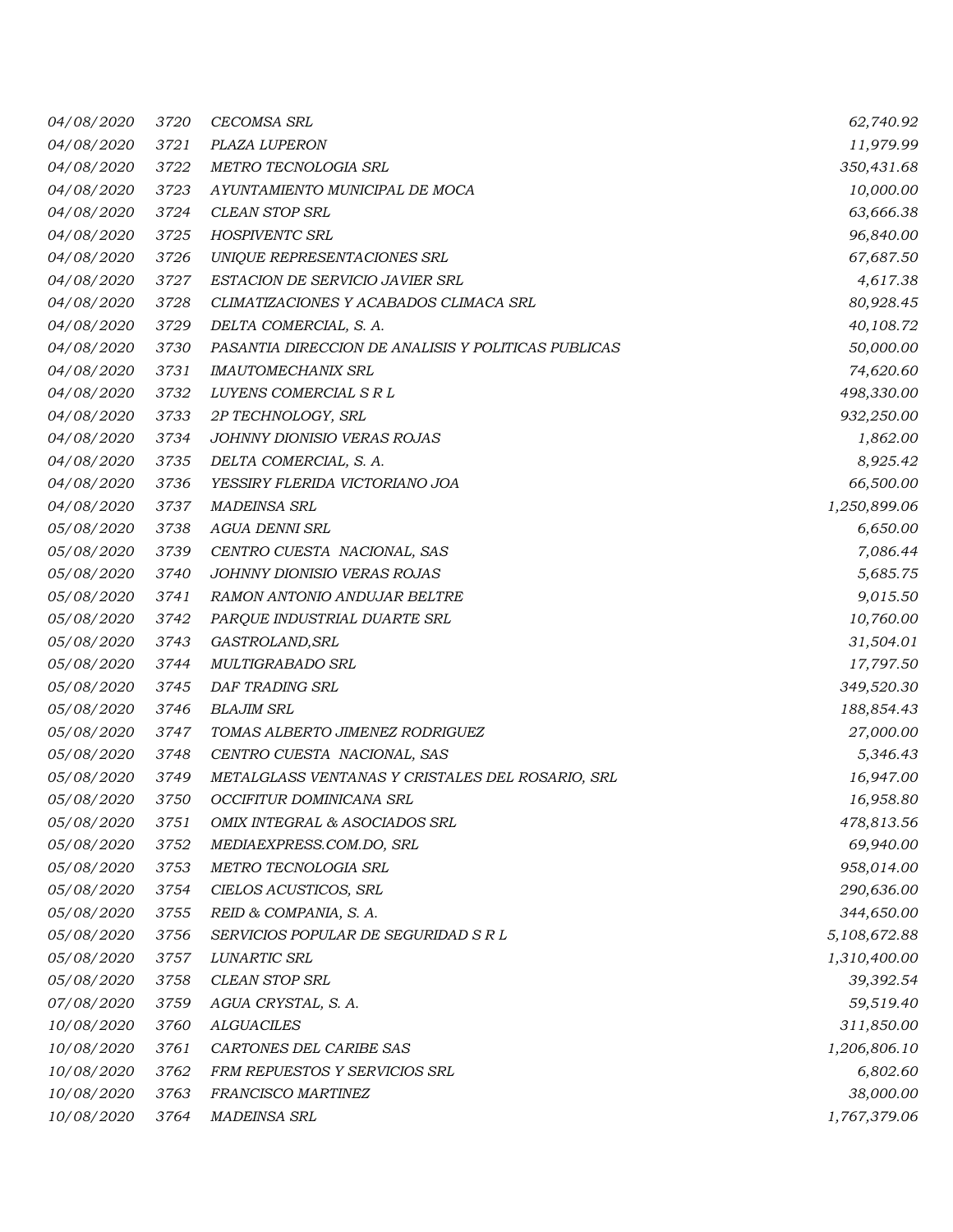| | | | |
|---|---|---|---|
| 04/08/2020 | 3720 | CECOMSA SRL | 62,740.92 |
| 04/08/2020 | 3721 | PLAZA LUPERON | 11,979.99 |
| 04/08/2020 | 3722 | METRO TECNOLOGIA SRL | 350,431.68 |
| 04/08/2020 | 3723 | AYUNTAMIENTO MUNICIPAL DE MOCA | 10,000.00 |
| 04/08/2020 | 3724 | CLEAN STOP SRL | 63,666.38 |
| 04/08/2020 | 3725 | HOSPIVENTC SRL | 96,840.00 |
| 04/08/2020 | 3726 | UNIQUE REPRESENTACIONES SRL | 67,687.50 |
| 04/08/2020 | 3727 | ESTACION DE SERVICIO JAVIER SRL | 4,617.38 |
| 04/08/2020 | 3728 | CLIMATIZACIONES Y ACABADOS CLIMACA SRL | 80,928.45 |
| 04/08/2020 | 3729 | DELTA COMERCIAL, S. A. | 40,108.72 |
| 04/08/2020 | 3730 | PASANTIA DIRECCION DE ANALISIS Y POLITICAS PUBLICAS | 50,000.00 |
| 04/08/2020 | 3731 | IMAUTOMECHANIX SRL | 74,620.60 |
| 04/08/2020 | 3732 | LUYENS COMERCIAL S R L | 498,330.00 |
| 04/08/2020 | 3733 | 2P TECHNOLOGY, SRL | 932,250.00 |
| 04/08/2020 | 3734 | JOHNNY DIONISIO VERAS ROJAS | 1,862.00 |
| 04/08/2020 | 3735 | DELTA COMERCIAL, S. A. | 8,925.42 |
| 04/08/2020 | 3736 | YESSIRY FLERIDA VICTORIANO JOA | 66,500.00 |
| 04/08/2020 | 3737 | MADEINSA SRL | 1,250,899.06 |
| 05/08/2020 | 3738 | AGUA DENNI SRL | 6,650.00 |
| 05/08/2020 | 3739 | CENTRO CUESTA NACIONAL, SAS | 7,086.44 |
| 05/08/2020 | 3740 | JOHNNY DIONISIO VERAS ROJAS | 5,685.75 |
| 05/08/2020 | 3741 | RAMON ANTONIO ANDUJAR BELTRE | 9,015.50 |
| 05/08/2020 | 3742 | PARQUE INDUSTRIAL DUARTE SRL | 10,760.00 |
| 05/08/2020 | 3743 | GASTROLAND,SRL | 31,504.01 |
| 05/08/2020 | 3744 | MULTIGRABADO SRL | 17,797.50 |
| 05/08/2020 | 3745 | DAF TRADING SRL | 349,520.30 |
| 05/08/2020 | 3746 | BLAJIM SRL | 188,854.43 |
| 05/08/2020 | 3747 | TOMAS ALBERTO JIMENEZ RODRIGUEZ | 27,000.00 |
| 05/08/2020 | 3748 | CENTRO CUESTA NACIONAL, SAS | 5,346.43 |
| 05/08/2020 | 3749 | METALGLASS VENTANAS Y CRISTALES DEL ROSARIO, SRL | 16,947.00 |
| 05/08/2020 | 3750 | OCCIFITUR DOMINICANA SRL | 16,958.80 |
| 05/08/2020 | 3751 | OMIX INTEGRAL & ASOCIADOS SRL | 478,813.56 |
| 05/08/2020 | 3752 | MEDIAEXPRESS.COM.DO, SRL | 69,940.00 |
| 05/08/2020 | 3753 | METRO TECNOLOGIA SRL | 958,014.00 |
| 05/08/2020 | 3754 | CIELOS ACUSTICOS, SRL | 290,636.00 |
| 05/08/2020 | 3755 | REID & COMPANIA, S. A. | 344,650.00 |
| 05/08/2020 | 3756 | SERVICIOS POPULAR DE SEGURIDAD S R L | 5,108,672.88 |
| 05/08/2020 | 3757 | LUNARTIC SRL | 1,310,400.00 |
| 05/08/2020 | 3758 | CLEAN STOP SRL | 39,392.54 |
| 07/08/2020 | 3759 | AGUA CRYSTAL, S. A. | 59,519.40 |
| 10/08/2020 | 3760 | ALGUACILES | 311,850.00 |
| 10/08/2020 | 3761 | CARTONES DEL CARIBE SAS | 1,206,806.10 |
| 10/08/2020 | 3762 | FRM REPUESTOS Y SERVICIOS SRL | 6,802.60 |
| 10/08/2020 | 3763 | FRANCISCO MARTINEZ | 38,000.00 |
| 10/08/2020 | 3764 | MADEINSA SRL | 1,767,379.06 |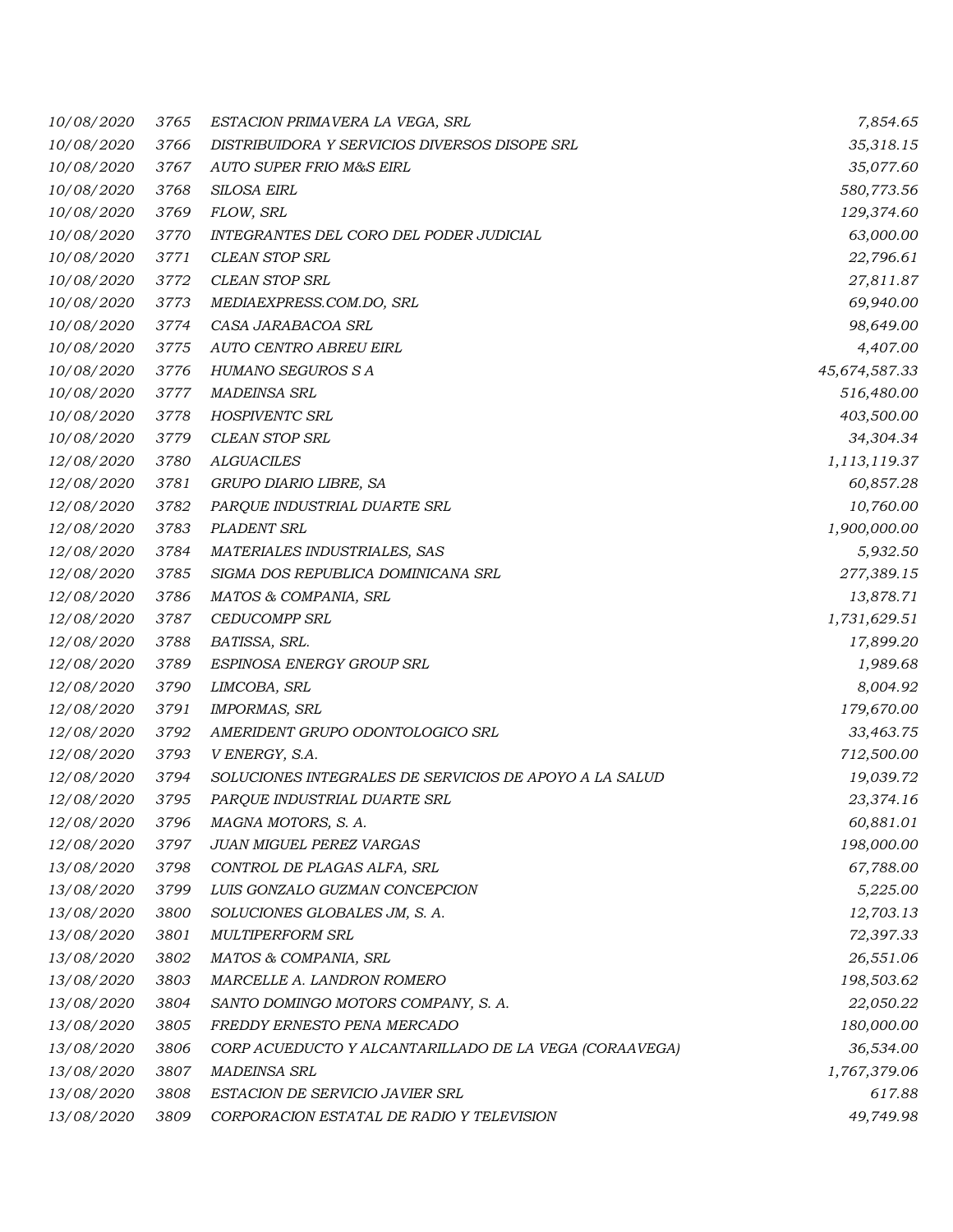| | | | |
|---|---|---|---|
| 10/08/2020 | 3765 | ESTACION PRIMAVERA LA VEGA, SRL | 7,854.65 |
| 10/08/2020 | 3766 | DISTRIBUIDORA Y SERVICIOS DIVERSOS DISOPE SRL | 35,318.15 |
| 10/08/2020 | 3767 | AUTO SUPER FRIO M&S EIRL | 35,077.60 |
| 10/08/2020 | 3768 | SILOSA EIRL | 580,773.56 |
| 10/08/2020 | 3769 | FLOW, SRL | 129,374.60 |
| 10/08/2020 | 3770 | INTEGRANTES DEL CORO DEL PODER JUDICIAL | 63,000.00 |
| 10/08/2020 | 3771 | CLEAN STOP SRL | 22,796.61 |
| 10/08/2020 | 3772 | CLEAN STOP SRL | 27,811.87 |
| 10/08/2020 | 3773 | MEDIAEXPRESS.COM.DO, SRL | 69,940.00 |
| 10/08/2020 | 3774 | CASA JARABACOA SRL | 98,649.00 |
| 10/08/2020 | 3775 | AUTO CENTRO ABREU EIRL | 4,407.00 |
| 10/08/2020 | 3776 | HUMANO SEGUROS S A | 45,674,587.33 |
| 10/08/2020 | 3777 | MADEINSA SRL | 516,480.00 |
| 10/08/2020 | 3778 | HOSPIVENTC SRL | 403,500.00 |
| 10/08/2020 | 3779 | CLEAN STOP SRL | 34,304.34 |
| 12/08/2020 | 3780 | ALGUACILES | 1,113,119.37 |
| 12/08/2020 | 3781 | GRUPO DIARIO LIBRE, SA | 60,857.28 |
| 12/08/2020 | 3782 | PARQUE INDUSTRIAL DUARTE SRL | 10,760.00 |
| 12/08/2020 | 3783 | PLADENT SRL | 1,900,000.00 |
| 12/08/2020 | 3784 | MATERIALES INDUSTRIALES, SAS | 5,932.50 |
| 12/08/2020 | 3785 | SIGMA DOS REPUBLICA DOMINICANA SRL | 277,389.15 |
| 12/08/2020 | 3786 | MATOS & COMPANIA, SRL | 13,878.71 |
| 12/08/2020 | 3787 | CEDUCOMPP SRL | 1,731,629.51 |
| 12/08/2020 | 3788 | BATISSA, SRL. | 17,899.20 |
| 12/08/2020 | 3789 | ESPINOSA ENERGY GROUP SRL | 1,989.68 |
| 12/08/2020 | 3790 | LIMCOBA, SRL | 8,004.92 |
| 12/08/2020 | 3791 | IMPORMAS, SRL | 179,670.00 |
| 12/08/2020 | 3792 | AMERIDENT GRUPO ODONTOLOGICO SRL | 33,463.75 |
| 12/08/2020 | 3793 | V ENERGY, S.A. | 712,500.00 |
| 12/08/2020 | 3794 | SOLUCIONES INTEGRALES DE SERVICIOS DE APOYO A LA SALUD | 19,039.72 |
| 12/08/2020 | 3795 | PARQUE INDUSTRIAL DUARTE SRL | 23,374.16 |
| 12/08/2020 | 3796 | MAGNA MOTORS, S. A. | 60,881.01 |
| 12/08/2020 | 3797 | JUAN MIGUEL PEREZ VARGAS | 198,000.00 |
| 13/08/2020 | 3798 | CONTROL DE PLAGAS ALFA, SRL | 67,788.00 |
| 13/08/2020 | 3799 | LUIS GONZALO GUZMAN CONCEPCION | 5,225.00 |
| 13/08/2020 | 3800 | SOLUCIONES GLOBALES JM, S. A. | 12,703.13 |
| 13/08/2020 | 3801 | MULTIPERFORM SRL | 72,397.33 |
| 13/08/2020 | 3802 | MATOS & COMPANIA, SRL | 26,551.06 |
| 13/08/2020 | 3803 | MARCELLE A. LANDRON ROMERO | 198,503.62 |
| 13/08/2020 | 3804 | SANTO DOMINGO MOTORS COMPANY, S. A. | 22,050.22 |
| 13/08/2020 | 3805 | FREDDY ERNESTO PENA MERCADO | 180,000.00 |
| 13/08/2020 | 3806 | CORP ACUEDUCTO Y ALCANTARILLADO DE LA VEGA (CORAAVEGA) | 36,534.00 |
| 13/08/2020 | 3807 | MADEINSA SRL | 1,767,379.06 |
| 13/08/2020 | 3808 | ESTACION DE SERVICIO JAVIER SRL | 617.88 |
| 13/08/2020 | 3809 | CORPORACION ESTATAL DE RADIO Y TELEVISION | 49,749.98 |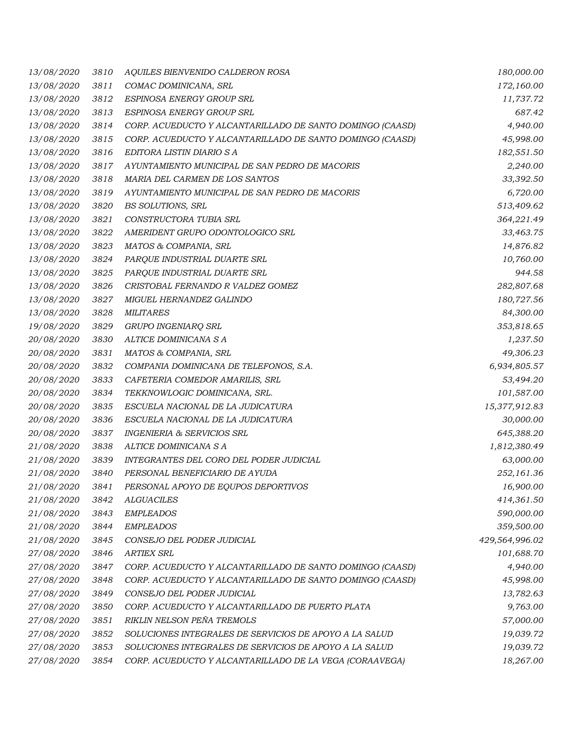| | | | |
|---|---|---|---|
| *13/08/2020* | *3810* | *AQUILES BIENVENIDO CALDERON ROSA* | *180,000.00* |
| *13/08/2020* | *3811* | *COMAC DOMINICANA, SRL* | *172,160.00* |
| *13/08/2020* | *3812* | *ESPINOSA ENERGY GROUP SRL* | *11,737.72* |
| *13/08/2020* | *3813* | *ESPINOSA ENERGY GROUP SRL* | *687.42* |
| *13/08/2020* | *3814* | *CORP. ACUEDUCTO Y ALCANTARILLADO DE SANTO DOMINGO (CAASD)* | *4,940.00* |
| *13/08/2020* | *3815* | *CORP. ACUEDUCTO Y ALCANTARILLADO DE SANTO DOMINGO (CAASD)* | *45,998.00* |
| *13/08/2020* | *3816* | *EDITORA LISTIN DIARIO S A* | *182,551.50* |
| *13/08/2020* | *3817* | *AYUNTAMIENTO MUNICIPAL DE SAN PEDRO DE MACORIS* | *2,240.00* |
| *13/08/2020* | *3818* | *MARIA DEL CARMEN DE LOS SANTOS* | *33,392.50* |
| *13/08/2020* | *3819* | *AYUNTAMIENTO MUNICIPAL DE SAN PEDRO DE MACORIS* | *6,720.00* |
| *13/08/2020* | *3820* | *BS SOLUTIONS, SRL* | *513,409.62* |
| *13/08/2020* | *3821* | *CONSTRUCTORA TUBIA SRL* | *364,221.49* |
| *13/08/2020* | *3822* | *AMERIDENT GRUPO ODONTOLOGICO SRL* | *33,463.75* |
| *13/08/2020* | *3823* | *MATOS & COMPANIA, SRL* | *14,876.82* |
| *13/08/2020* | *3824* | *PARQUE INDUSTRIAL DUARTE SRL* | *10,760.00* |
| *13/08/2020* | *3825* | *PARQUE INDUSTRIAL DUARTE SRL* | *944.58* |
| *13/08/2020* | *3826* | *CRISTOBAL FERNANDO R VALDEZ GOMEZ* | *282,807.68* |
| *13/08/2020* | *3827* | *MIGUEL HERNANDEZ GALINDO* | *180,727.56* |
| *13/08/2020* | *3828* | *MILITARES* | *84,300.00* |
| *19/08/2020* | *3829* | *GRUPO INGENIARQ SRL* | *353,818.65* |
| *20/08/2020* | *3830* | *ALTICE DOMINICANA S A* | *1,237.50* |
| *20/08/2020* | *3831* | *MATOS & COMPANIA, SRL* | *49,306.23* |
| *20/08/2020* | *3832* | *COMPANIA DOMINICANA DE TELEFONOS, S.A.* | *6,934,805.57* |
| *20/08/2020* | *3833* | *CAFETERIA COMEDOR AMARILIS, SRL* | *53,494.20* |
| *20/08/2020* | *3834* | *TEKKNOWLOGIC DOMINICANA, SRL.* | *101,587.00* |
| *20/08/2020* | *3835* | *ESCUELA NACIONAL DE LA JUDICATURA* | *15,377,912.83* |
| *20/08/2020* | *3836* | *ESCUELA NACIONAL DE LA JUDICATURA* | *30,000.00* |
| *20/08/2020* | *3837* | *INGENIERIA & SERVICIOS SRL* | *645,388.20* |
| *21/08/2020* | *3838* | *ALTICE DOMINICANA S A* | *1,812,380.49* |
| *21/08/2020* | *3839* | *INTEGRANTES DEL CORO DEL PODER JUDICIAL* | *63,000.00* |
| *21/08/2020* | *3840* | *PERSONAL BENEFICIARIO DE AYUDA* | *252,161.36* |
| *21/08/2020* | *3841* | *PERSONAL APOYO DE EQUPOS DEPORTIVOS* | *16,900.00* |
| *21/08/2020* | *3842* | *ALGUACILES* | *414,361.50* |
| *21/08/2020* | *3843* | *EMPLEADOS* | *590,000.00* |
| *21/08/2020* | *3844* | *EMPLEADOS* | *359,500.00* |
| *21/08/2020* | *3845* | *CONSEJO DEL PODER JUDICIAL* | *429,564,996.02* |
| *27/08/2020* | *3846* | *ARTIEX SRL* | *101,688.70* |
| *27/08/2020* | *3847* | *CORP. ACUEDUCTO Y ALCANTARILLADO DE SANTO DOMINGO (CAASD)* | *4,940.00* |
| *27/08/2020* | *3848* | *CORP. ACUEDUCTO Y ALCANTARILLADO DE SANTO DOMINGO (CAASD)* | *45,998.00* |
| *27/08/2020* | *3849* | *CONSEJO DEL PODER JUDICIAL* | *13,782.63* |
| *27/08/2020* | *3850* | *CORP. ACUEDUCTO Y ALCANTARILLADO DE PUERTO PLATA* | *9,763.00* |
| *27/08/2020* | *3851* | *RIKLIN NELSON PEÑA TREMOLS* | *57,000.00* |
| *27/08/2020* | *3852* | *SOLUCIONES INTEGRALES DE SERVICIOS DE APOYO A LA SALUD* | *19,039.72* |
| *27/08/2020* | *3853* | *SOLUCIONES INTEGRALES DE SERVICIOS DE APOYO A LA SALUD* | *19,039.72* |
| *27/08/2020* | *3854* | *CORP. ACUEDUCTO Y ALCANTARILLADO DE LA VEGA (CORAAVEGA)* | *18,267.00* |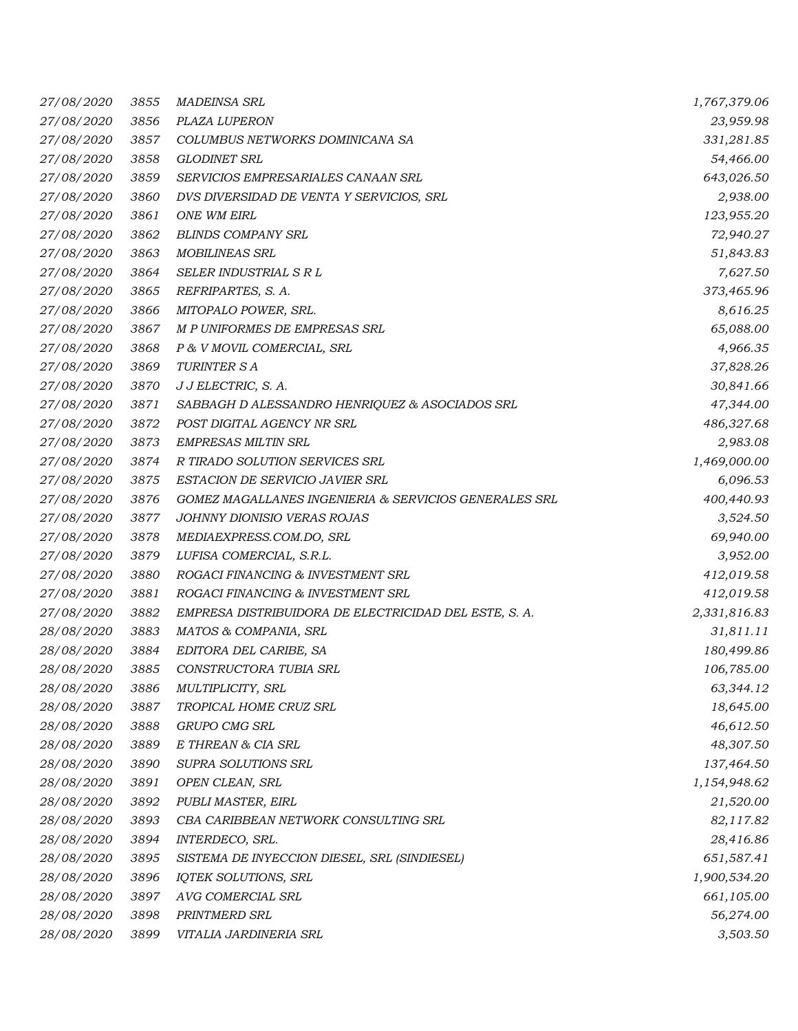| | | | |
|---|---|---|---|
| 27/08/2020 | 3855 | MADEINSA SRL | 1,767,379.06 |
| 27/08/2020 | 3856 | PLAZA LUPERON | 23,959.98 |
| 27/08/2020 | 3857 | COLUMBUS NETWORKS DOMINICANA SA | 331,281.85 |
| 27/08/2020 | 3858 | GLODINET SRL | 54,466.00 |
| 27/08/2020 | 3859 | SERVICIOS EMPRESARIALES CANAAN SRL | 643,026.50 |
| 27/08/2020 | 3860 | DVS DIVERSIDAD DE VENTA Y SERVICIOS, SRL | 2,938.00 |
| 27/08/2020 | 3861 | ONE WM EIRL | 123,955.20 |
| 27/08/2020 | 3862 | BLINDS COMPANY SRL | 72,940.27 |
| 27/08/2020 | 3863 | MOBILINEAS SRL | 51,843.83 |
| 27/08/2020 | 3864 | SELER INDUSTRIAL S R L | 7,627.50 |
| 27/08/2020 | 3865 | REFRIPARTES, S. A. | 373,465.96 |
| 27/08/2020 | 3866 | MITOPALO POWER, SRL. | 8,616.25 |
| 27/08/2020 | 3867 | M P UNIFORMES DE EMPRESAS SRL | 65,088.00 |
| 27/08/2020 | 3868 | P & V MOVIL COMERCIAL, SRL | 4,966.35 |
| 27/08/2020 | 3869 | TURINTER S A | 37,828.26 |
| 27/08/2020 | 3870 | J J ELECTRIC, S. A. | 30,841.66 |
| 27/08/2020 | 3871 | SABBAGH D ALESSANDRO HENRIQUEZ & ASOCIADOS SRL | 47,344.00 |
| 27/08/2020 | 3872 | POST DIGITAL AGENCY NR SRL | 486,327.68 |
| 27/08/2020 | 3873 | EMPRESAS MILTIN SRL | 2,983.08 |
| 27/08/2020 | 3874 | R TIRADO SOLUTION SERVICES SRL | 1,469,000.00 |
| 27/08/2020 | 3875 | ESTACION DE SERVICIO JAVIER SRL | 6,096.53 |
| 27/08/2020 | 3876 | GOMEZ MAGALLANES INGENIERIA & SERVICIOS GENERALES SRL | 400,440.93 |
| 27/08/2020 | 3877 | JOHNNY DIONISIO VERAS ROJAS | 3,524.50 |
| 27/08/2020 | 3878 | MEDIAEXPRESS.COM.DO, SRL | 69,940.00 |
| 27/08/2020 | 3879 | LUFISA COMERCIAL, S.R.L. | 3,952.00 |
| 27/08/2020 | 3880 | ROGACI FINANCING & INVESTMENT SRL | 412,019.58 |
| 27/08/2020 | 3881 | ROGACI FINANCING & INVESTMENT SRL | 412,019.58 |
| 27/08/2020 | 3882 | EMPRESA DISTRIBUIDORA DE ELECTRICIDAD DEL ESTE, S. A. | 2,331,816.83 |
| 28/08/2020 | 3883 | MATOS & COMPANIA, SRL | 31,811.11 |
| 28/08/2020 | 3884 | EDITORA DEL CARIBE, SA | 180,499.86 |
| 28/08/2020 | 3885 | CONSTRUCTORA TUBIA SRL | 106,785.00 |
| 28/08/2020 | 3886 | MULTIPLICITY, SRL | 63,344.12 |
| 28/08/2020 | 3887 | TROPICAL HOME CRUZ SRL | 18,645.00 |
| 28/08/2020 | 3888 | GRUPO CMG SRL | 46,612.50 |
| 28/08/2020 | 3889 | E THREAN & CIA SRL | 48,307.50 |
| 28/08/2020 | 3890 | SUPRA SOLUTIONS SRL | 137,464.50 |
| 28/08/2020 | 3891 | OPEN CLEAN, SRL | 1,154,948.62 |
| 28/08/2020 | 3892 | PUBLI MASTER, EIRL | 21,520.00 |
| 28/08/2020 | 3893 | CBA CARIBBEAN NETWORK CONSULTING SRL | 82,117.82 |
| 28/08/2020 | 3894 | INTERDECO, SRL. | 28,416.86 |
| 28/08/2020 | 3895 | SISTEMA DE INYECCION DIESEL, SRL (SINDIESEL) | 651,587.41 |
| 28/08/2020 | 3896 | IQTEK SOLUTIONS, SRL | 1,900,534.20 |
| 28/08/2020 | 3897 | AVG COMERCIAL SRL | 661,105.00 |
| 28/08/2020 | 3898 | PRINTMERD SRL | 56,274.00 |
| 28/08/2020 | 3899 | VITALIA JARDINERIA SRL | 3,503.50 |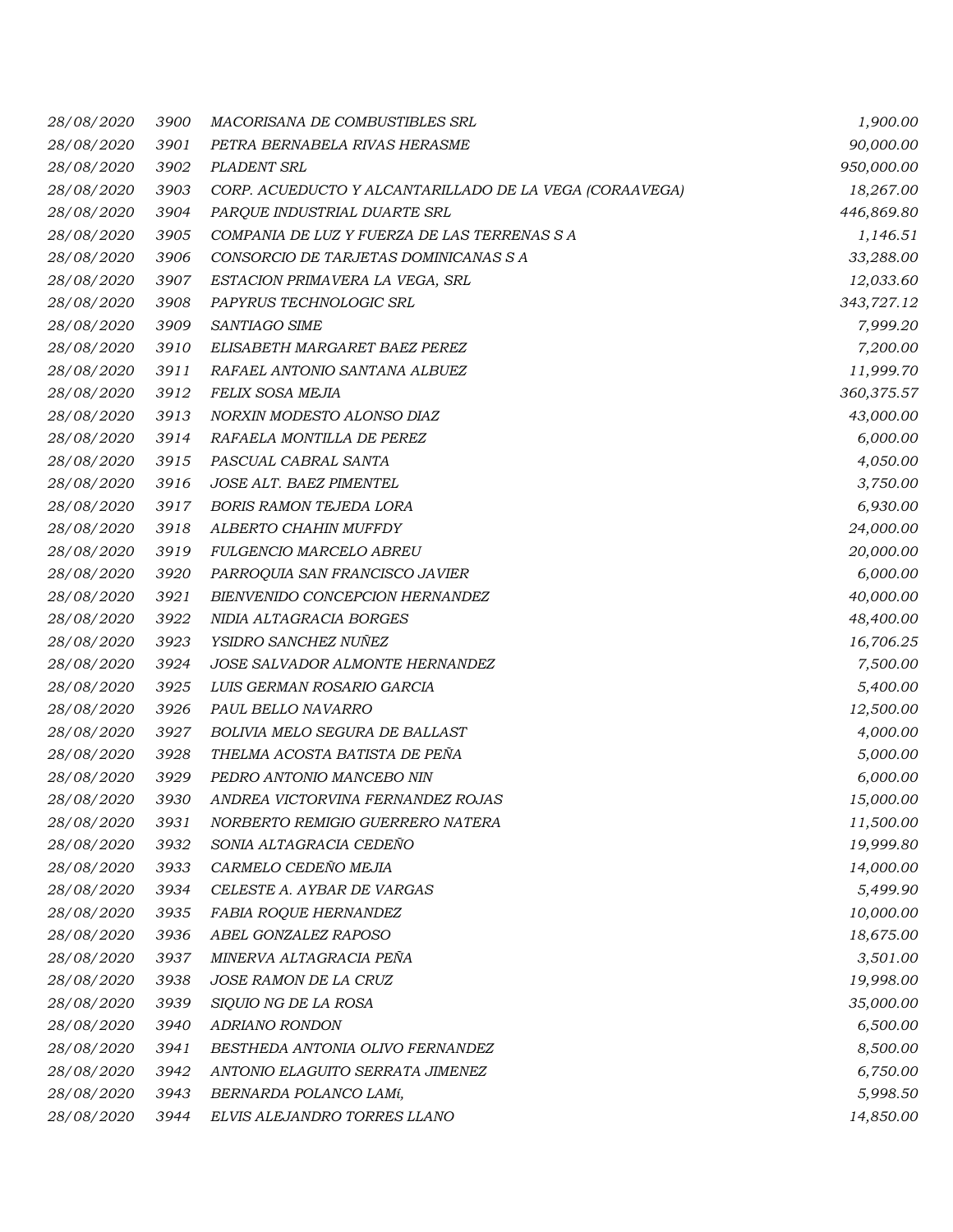| | | | |
|---|---|---|---|
| 28/08/2020 | 3900 | MACORISANA DE COMBUSTIBLES SRL | 1,900.00 |
| 28/08/2020 | 3901 | PETRA BERNABELA RIVAS HERASME | 90,000.00 |
| 28/08/2020 | 3902 | PLADENT SRL | 950,000.00 |
| 28/08/2020 | 3903 | CORP. ACUEDUCTO Y ALCANTARILLADO DE LA VEGA (CORAAVEGA) | 18,267.00 |
| 28/08/2020 | 3904 | PARQUE INDUSTRIAL DUARTE SRL | 446,869.80 |
| 28/08/2020 | 3905 | COMPANIA DE LUZ Y FUERZA DE LAS TERRENAS S A | 1,146.51 |
| 28/08/2020 | 3906 | CONSORCIO DE TARJETAS DOMINICANAS S A | 33,288.00 |
| 28/08/2020 | 3907 | ESTACION PRIMAVERA LA VEGA, SRL | 12,033.60 |
| 28/08/2020 | 3908 | PAPYRUS TECHNOLOGIC SRL | 343,727.12 |
| 28/08/2020 | 3909 | SANTIAGO SIME | 7,999.20 |
| 28/08/2020 | 3910 | ELISABETH MARGARET BAEZ PEREZ | 7,200.00 |
| 28/08/2020 | 3911 | RAFAEL ANTONIO SANTANA ALBUEZ | 11,999.70 |
| 28/08/2020 | 3912 | FELIX SOSA MEJIA | 360,375.57 |
| 28/08/2020 | 3913 | NORXIN MODESTO ALONSO DIAZ | 43,000.00 |
| 28/08/2020 | 3914 | RAFAELA MONTILLA DE PEREZ | 6,000.00 |
| 28/08/2020 | 3915 | PASCUAL CABRAL SANTA | 4,050.00 |
| 28/08/2020 | 3916 | JOSE ALT. BAEZ PIMENTEL | 3,750.00 |
| 28/08/2020 | 3917 | BORIS RAMON TEJEDA LORA | 6,930.00 |
| 28/08/2020 | 3918 | ALBERTO CHAHIN MUFFDY | 24,000.00 |
| 28/08/2020 | 3919 | FULGENCIO MARCELO ABREU | 20,000.00 |
| 28/08/2020 | 3920 | PARROQUIA SAN FRANCISCO JAVIER | 6,000.00 |
| 28/08/2020 | 3921 | BIENVENIDO CONCEPCION HERNANDEZ | 40,000.00 |
| 28/08/2020 | 3922 | NIDIA ALTAGRACIA BORGES | 48,400.00 |
| 28/08/2020 | 3923 | YSIDRO SANCHEZ NUÑEZ | 16,706.25 |
| 28/08/2020 | 3924 | JOSE SALVADOR ALMONTE HERNANDEZ | 7,500.00 |
| 28/08/2020 | 3925 | LUIS GERMAN ROSARIO GARCIA | 5,400.00 |
| 28/08/2020 | 3926 | PAUL BELLO NAVARRO | 12,500.00 |
| 28/08/2020 | 3927 | BOLIVIA MELO SEGURA DE BALLAST | 4,000.00 |
| 28/08/2020 | 3928 | THELMA ACOSTA BATISTA DE PEÑA | 5,000.00 |
| 28/08/2020 | 3929 | PEDRO ANTONIO MANCEBO NIN | 6,000.00 |
| 28/08/2020 | 3930 | ANDREA VICTORVINA FERNANDEZ ROJAS | 15,000.00 |
| 28/08/2020 | 3931 | NORBERTO REMIGIO GUERRERO NATERA | 11,500.00 |
| 28/08/2020 | 3932 | SONIA ALTAGRACIA CEDEÑO | 19,999.80 |
| 28/08/2020 | 3933 | CARMELO CEDEÑO MEJIA | 14,000.00 |
| 28/08/2020 | 3934 | CELESTE A. AYBAR DE VARGAS | 5,499.90 |
| 28/08/2020 | 3935 | FABIA ROQUE HERNANDEZ | 10,000.00 |
| 28/08/2020 | 3936 | ABEL GONZALEZ RAPOSO | 18,675.00 |
| 28/08/2020 | 3937 | MINERVA ALTAGRACIA PEÑA | 3,501.00 |
| 28/08/2020 | 3938 | JOSE RAMON DE LA CRUZ | 19,998.00 |
| 28/08/2020 | 3939 | SIQUIO NG DE LA ROSA | 35,000.00 |
| 28/08/2020 | 3940 | ADRIANO RONDON | 6,500.00 |
| 28/08/2020 | 3941 | BESTHEDA ANTONIA OLIVO FERNANDEZ | 8,500.00 |
| 28/08/2020 | 3942 | ANTONIO ELAGUITO SERRATA JIMENEZ | 6,750.00 |
| 28/08/2020 | 3943 | BERNARDA POLANCO LAMí, | 5,998.50 |
| 28/08/2020 | 3944 | ELVIS ALEJANDRO TORRES LLANO | 14,850.00 |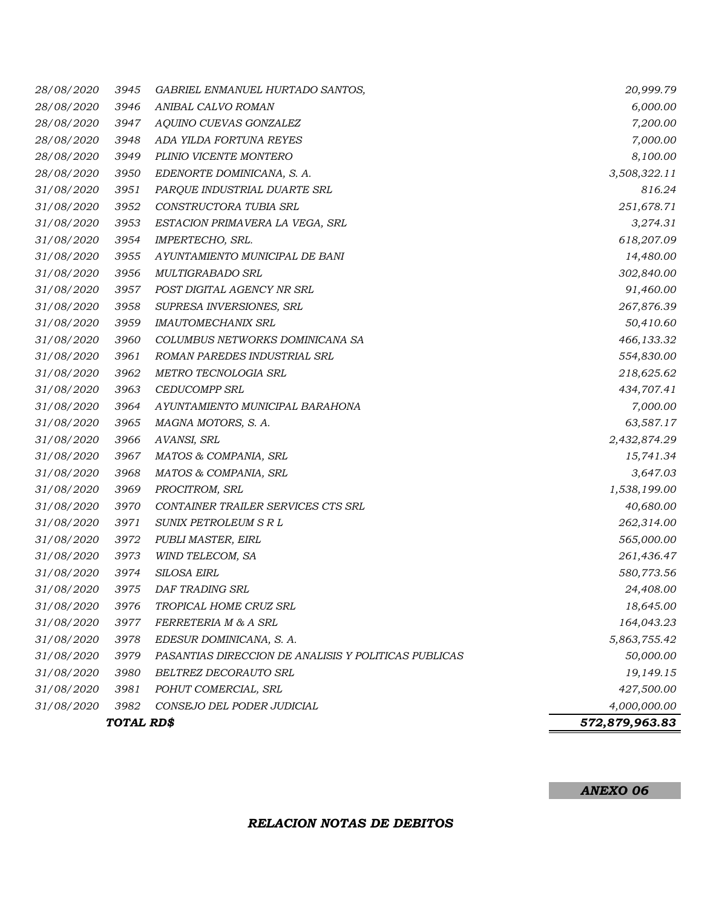| | | | |
|---|---|---|---|
| *28/08/2020* | *3945* | *GABRIEL ENMANUEL HURTADO SANTOS,* | *20,999.79* |
| *28/08/2020* | *3946* | *ANIBAL CALVO ROMAN* | *6,000.00* |
| *28/08/2020* | *3947* | *AQUINO CUEVAS GONZALEZ* | *7,200.00* |
| *28/08/2020* | *3948* | *ADA YILDA FORTUNA REYES* | *7,000.00* |
| *28/08/2020* | *3949* | *PLINIO VICENTE MONTERO* | *8,100.00* |
| *28/08/2020* | *3950* | *EDENORTE DOMINICANA, S. A.* | *3,508,322.11* |
| *31/08/2020* | *3951* | *PARQUE INDUSTRIAL DUARTE SRL* | *816.24* |
| *31/08/2020* | *3952* | *CONSTRUCTORA TUBIA SRL* | *251,678.71* |
| *31/08/2020* | *3953* | *ESTACION PRIMAVERA LA VEGA, SRL* | *3,274.31* |
| *31/08/2020* | *3954* | *IMPERTECHO, SRL.* | *618,207.09* |
| *31/08/2020* | *3955* | *AYUNTAMIENTO MUNICIPAL DE BANI* | *14,480.00* |
| *31/08/2020* | *3956* | *MULTIGRABADO SRL* | *302,840.00* |
| *31/08/2020* | *3957* | *POST DIGITAL AGENCY NR SRL* | *91,460.00* |
| *31/08/2020* | *3958* | *SUPRESA INVERSIONES, SRL* | *267,876.39* |
| *31/08/2020* | *3959* | *IMAUTOMECHANIX SRL* | *50,410.60* |
| *31/08/2020* | *3960* | *COLUMBUS NETWORKS DOMINICANA SA* | *466,133.32* |
| *31/08/2020* | *3961* | *ROMAN PAREDES INDUSTRIAL SRL* | *554,830.00* |
| *31/08/2020* | *3962* | *METRO TECNOLOGIA SRL* | *218,625.62* |
| *31/08/2020* | *3963* | *CEDUCOMPP SRL* | *434,707.41* |
| *31/08/2020* | *3964* | *AYUNTAMIENTO MUNICIPAL BARAHONA* | *7,000.00* |
| *31/08/2020* | *3965* | *MAGNA MOTORS, S. A.* | *63,587.17* |
| *31/08/2020* | *3966* | *AVANSI, SRL* | *2,432,874.29* |
| *31/08/2020* | *3967* | *MATOS & COMPANIA, SRL* | *15,741.34* |
| *31/08/2020* | *3968* | *MATOS & COMPANIA, SRL* | *3,647.03* |
| *31/08/2020* | *3969* | *PROCITROM, SRL* | *1,538,199.00* |
| *31/08/2020* | *3970* | *CONTAINER TRAILER SERVICES CTS SRL* | *40,680.00* |
| *31/08/2020* | *3971* | *SUNIX PETROLEUM S R L* | *262,314.00* |
| *31/08/2020* | *3972* | *PUBLI MASTER, EIRL* | *565,000.00* |
| *31/08/2020* | *3973* | *WIND TELECOM, SA* | *261,436.47* |
| *31/08/2020* | *3974* | *SILOSA EIRL* | *580,773.56* |
| *31/08/2020* | *3975* | *DAF TRADING SRL* | *24,408.00* |
| *31/08/2020* | *3976* | *TROPICAL HOME CRUZ SRL* | *18,645.00* |
| *31/08/2020* | *3977* | *FERRETERIA M & A SRL* | *164,043.23* |
| *31/08/2020* | *3978* | *EDESUR DOMINICANA, S. A.* | *5,863,755.42* |
| *31/08/2020* | *3979* | *PASANTIAS DIRECCION DE ANALISIS Y POLITICAS PUBLICAS* | *50,000.00* |
| *31/08/2020* | *3980* | *BELTREZ DECORAUTO SRL* | *19,149.15* |
| *31/08/2020* | *3981* | *POHUT COMERCIAL, SRL* | *427,500.00* |
| *31/08/2020* | *3982* | *CONSEJO DEL PODER JUDICIAL* | *4,000,000.00* |
| | ***TOTAL RD$*** | | ***572,879,963.83*** |

***ANEXO 06***

***RELACION NOTAS DE DEBITOS***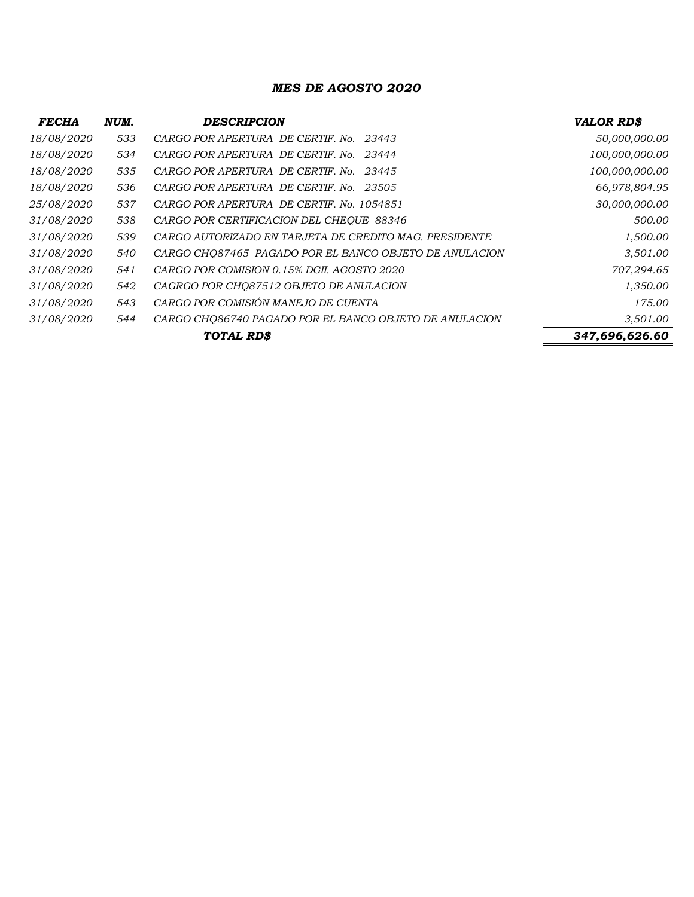### *MES DE AGOSTO 2020*

| ***FECHA*** | ***NUM.*** | ***DESCRIPCION*** | ***VALOR RD$*** |
|---|---|---|---|
| *18/08/2020* | *533* | *CARGO POR APERTURA DE CERTIF. No. 23443* | *50,000,000.00* |
| *18/08/2020* | *534* | *CARGO POR APERTURA DE CERTIF. No. 23444* | *100,000,000.00* |
| *18/08/2020* | *535* | *CARGO POR APERTURA DE CERTIF. No. 23445* | *100,000,000.00* |
| *18/08/2020* | *536* | *CARGO POR APERTURA DE CERTIF. No. 23505* | *66,978,804.95* |
| *25/08/2020* | *537* | *CARGO POR APERTURA DE CERTIF. No. 1054851* | *30,000,000.00* |
| *31/08/2020* | *538* | *CARGO POR CERTIFICACION DEL CHEQUE 88346* | *500.00* |
| *31/08/2020* | *539* | *CARGO AUTORIZADO EN TARJETA DE CREDITO MAG. PRESIDENTE* | *1,500.00* |
| *31/08/2020* | *540* | *CARGO CHQ87465 PAGADO POR EL BANCO OBJETO DE ANULACION* | *3,501.00* |
| *31/08/2020* | *541* | *CARGO POR COMISION 0.15% DGII. AGOSTO 2020* | *707,294.65* |
| *31/08/2020* | *542* | *CAGRGO POR CHQ87512 OBJETO DE ANULACION* | *1,350.00* |
| *31/08/2020* | *543* | *CARGO POR COMISIÓN MANEJO DE CUENTA* | *175.00* |
| *31/08/2020* | *544* | *CARGO CHQ86740 PAGADO POR EL BANCO OBJETO DE ANULACION* | *3,501.00* |
| | | ***TOTAL RD$*** | ***347,696,626.60*** |